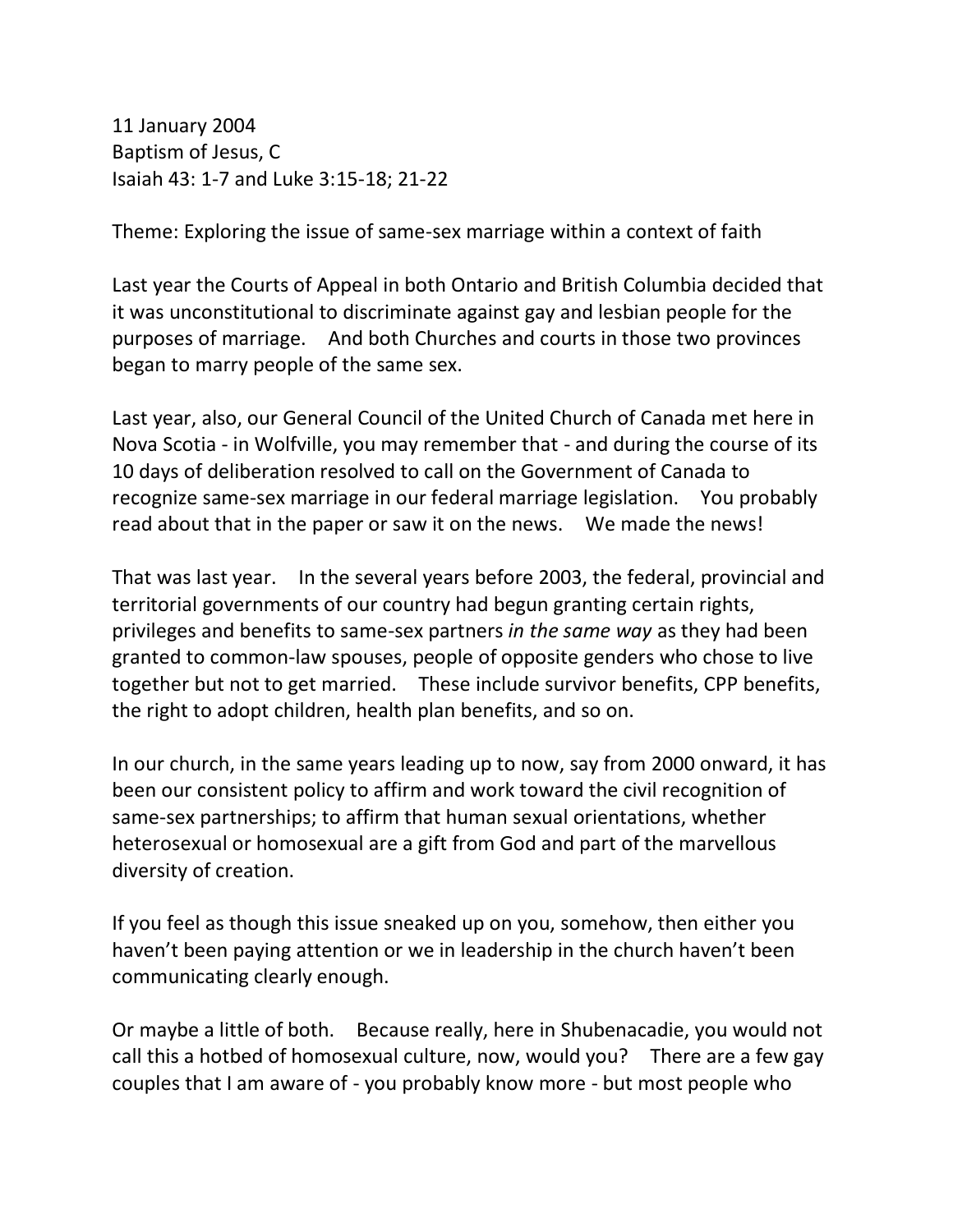11 January 2004
Baptism of Jesus, C
Isaiah 43: 1-7 and Luke 3:15-18; 21-22

Theme: Exploring the issue of same-sex marriage within a context of faith

Last year the Courts of Appeal in both Ontario and British Columbia decided that it was unconstitutional to discriminate against gay and lesbian people for the purposes of marriage. And both Churches and courts in those two provinces began to marry people of the same sex.

Last year, also, our General Council of the United Church of Canada met here in Nova Scotia - in Wolfville, you may remember that - and during the course of its 10 days of deliberation resolved to call on the Government of Canada to recognize same-sex marriage in our federal marriage legislation. You probably read about that in the paper or saw it on the news. We made the news!

That was last year. In the several years before 2003, the federal, provincial and territorial governments of our country had begun granting certain rights, privileges and benefits to same-sex partners *in the same way* as they had been granted to common-law spouses, people of opposite genders who chose to live together but not to get married. These include survivor benefits, CPP benefits, the right to adopt children, health plan benefits, and so on.

In our church, in the same years leading up to now, say from 2000 onward, it has been our consistent policy to affirm and work toward the civil recognition of same-sex partnerships; to affirm that human sexual orientations, whether heterosexual or homosexual are a gift from God and part of the marvellous diversity of creation.

If you feel as though this issue sneaked up on you, somehow, then either you haven't been paying attention or we in leadership in the church haven't been communicating clearly enough.

Or maybe a little of both. Because really, here in Shubenacadie, you would not call this a hotbed of homosexual culture, now, would you? There are a few gay couples that I am aware of - you probably know more - but most people who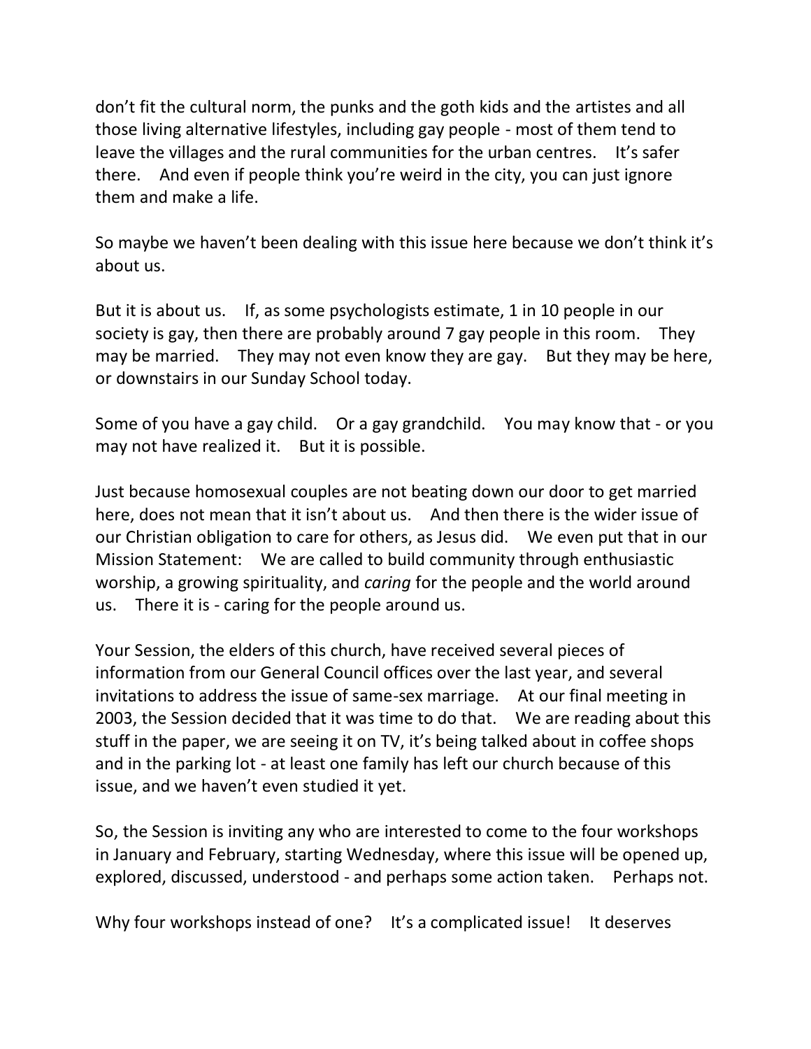don't fit the cultural norm, the punks and the goth kids and the artistes and all those living alternative lifestyles, including gay people - most of them tend to leave the villages and the rural communities for the urban centres. It's safer there. And even if people think you're weird in the city, you can just ignore them and make a life.

So maybe we haven't been dealing with this issue here because we don't think it's about us.

But it is about us. If, as some psychologists estimate, 1 in 10 people in our society is gay, then there are probably around 7 gay people in this room. They may be married. They may not even know they are gay. But they may be here, or downstairs in our Sunday School today.

Some of you have a gay child. Or a gay grandchild. You may know that - or you may not have realized it. But it is possible.

Just because homosexual couples are not beating down our door to get married here, does not mean that it isn't about us. And then there is the wider issue of our Christian obligation to care for others, as Jesus did. We even put that in our Mission Statement: We are called to build community through enthusiastic worship, a growing spirituality, and *caring* for the people and the world around us. There it is - caring for the people around us.

Your Session, the elders of this church, have received several pieces of information from our General Council offices over the last year, and several invitations to address the issue of same-sex marriage. At our final meeting in 2003, the Session decided that it was time to do that. We are reading about this stuff in the paper, we are seeing it on TV, it's being talked about in coffee shops and in the parking lot - at least one family has left our church because of this issue, and we haven't even studied it yet.

So, the Session is inviting any who are interested to come to the four workshops in January and February, starting Wednesday, where this issue will be opened up, explored, discussed, understood - and perhaps some action taken. Perhaps not.

Why four workshops instead of one? It's a complicated issue! It deserves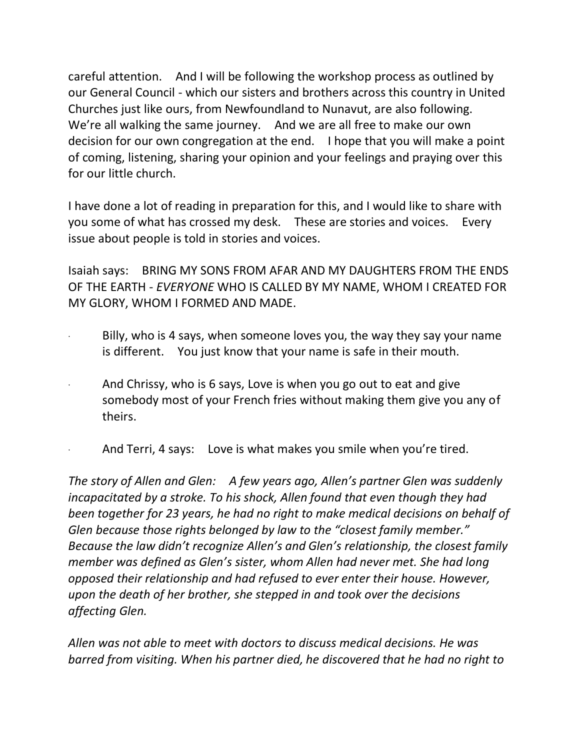careful attention. And I will be following the workshop process as outlined by our General Council - which our sisters and brothers across this country in United Churches just like ours, from Newfoundland to Nunavut, are also following. We're all walking the same journey. And we are all free to make our own decision for our own congregation at the end. I hope that you will make a point of coming, listening, sharing your opinion and your feelings and praying over this for our little church.

I have done a lot of reading in preparation for this, and I would like to share with you some of what has crossed my desk. These are stories and voices. Every issue about people is told in stories and voices.

Isaiah says: BRING MY SONS FROM AFAR AND MY DAUGHTERS FROM THE ENDS OF THE EARTH - *EVERYONE* WHO IS CALLED BY MY NAME, WHOM I CREATED FOR MY GLORY, WHOM I FORMED AND MADE.

- Billy, who is 4 says, when someone loves you, the way they say your name is different. You just know that your name is safe in their mouth.
- And Chrissy, who is 6 says, Love is when you go out to eat and give somebody most of your French fries without making them give you any of theirs.
- And Terri, 4 says: Love is what makes you smile when you're tired.

*The story of Allen and Glen: A few years ago, Allen's partner Glen was suddenly incapacitated by a stroke. To his shock, Allen found that even though they had been together for 23 years, he had no right to make medical decisions on behalf of Glen because those rights belonged by law to the "closest family member." Because the law didn't recognize Allen's and Glen's relationship, the closest family member was defined as Glen's sister, whom Allen had never met. She had long opposed their relationship and had refused to ever enter their house. However, upon the death of her brother, she stepped in and took over the decisions affecting Glen.*

*Allen was not able to meet with doctors to discuss medical decisions. He was barred from visiting. When his partner died, he discovered that he had no right to*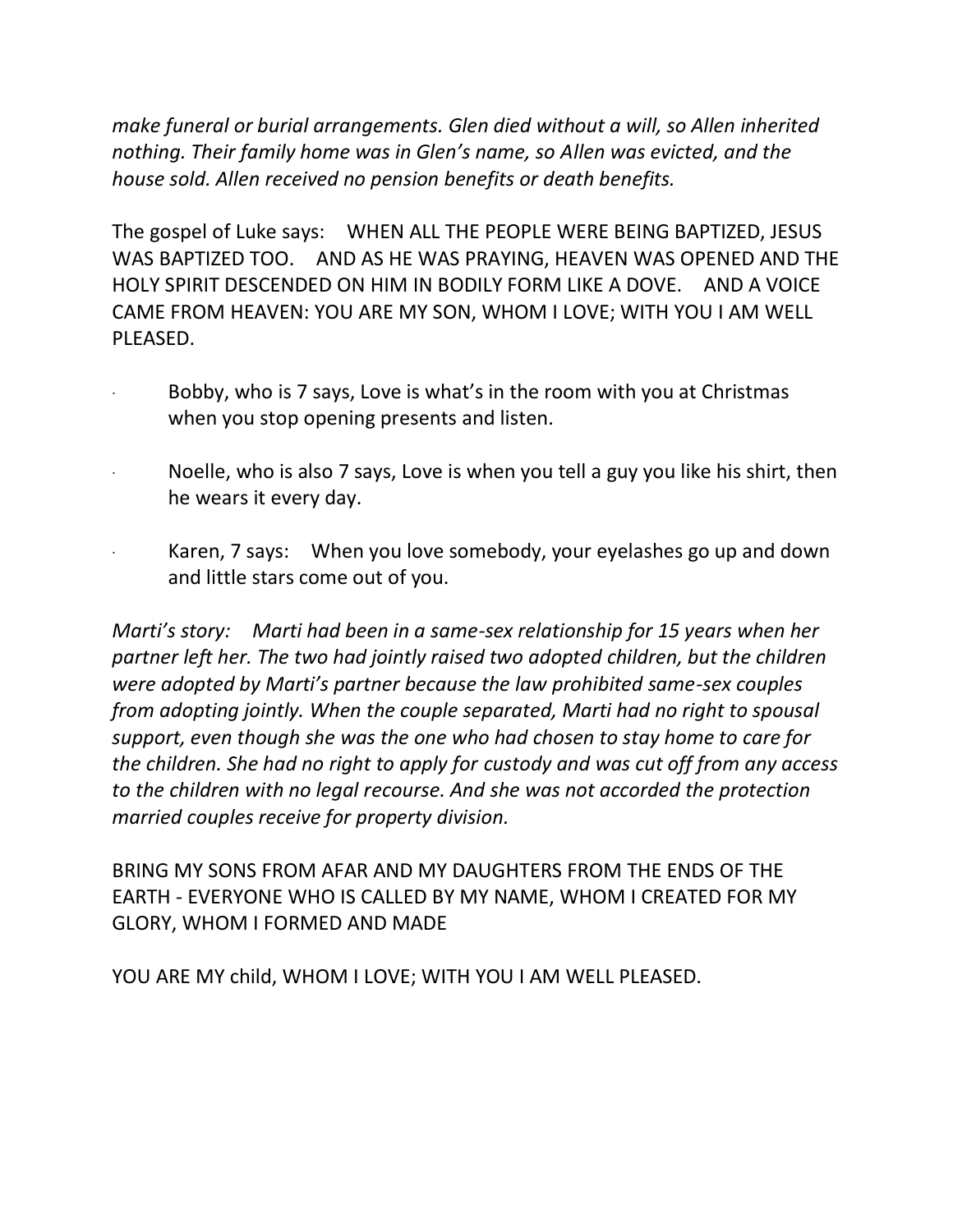*make funeral or burial arrangements. Glen died without a will, so Allen inherited nothing. Their family home was in Glen's name, so Allen was evicted, and the house sold. Allen received no pension benefits or death benefits.*

The gospel of Luke says: WHEN ALL THE PEOPLE WERE BEING BAPTIZED, JESUS WAS BAPTIZED TOO. AND AS HE WAS PRAYING, HEAVEN WAS OPENED AND THE HOLY SPIRIT DESCENDED ON HIM IN BODILY FORM LIKE A DOVE. AND A VOICE CAME FROM HEAVEN: YOU ARE MY SON, WHOM I LOVE; WITH YOU I AM WELL PLEASED.

- Bobby, who is 7 says, Love is what's in the room with you at Christmas when you stop opening presents and listen.
- Noelle, who is also 7 says, Love is when you tell a guy you like his shirt, then he wears it every day.
- Karen, 7 says: When you love somebody, your eyelashes go up and down and little stars come out of you.

*Marti's story: Marti had been in a same-sex relationship for 15 years when her partner left her. The two had jointly raised two adopted children, but the children were adopted by Marti's partner because the law prohibited same-sex couples from adopting jointly. When the couple separated, Marti had no right to spousal support, even though she was the one who had chosen to stay home to care for the children. She had no right to apply for custody and was cut off from any access to the children with no legal recourse. And she was not accorded the protection married couples receive for property division.*

BRING MY SONS FROM AFAR AND MY DAUGHTERS FROM THE ENDS OF THE EARTH - EVERYONE WHO IS CALLED BY MY NAME, WHOM I CREATED FOR MY GLORY, WHOM I FORMED AND MADE

YOU ARE MY child, WHOM I LOVE; WITH YOU I AM WELL PLEASED.